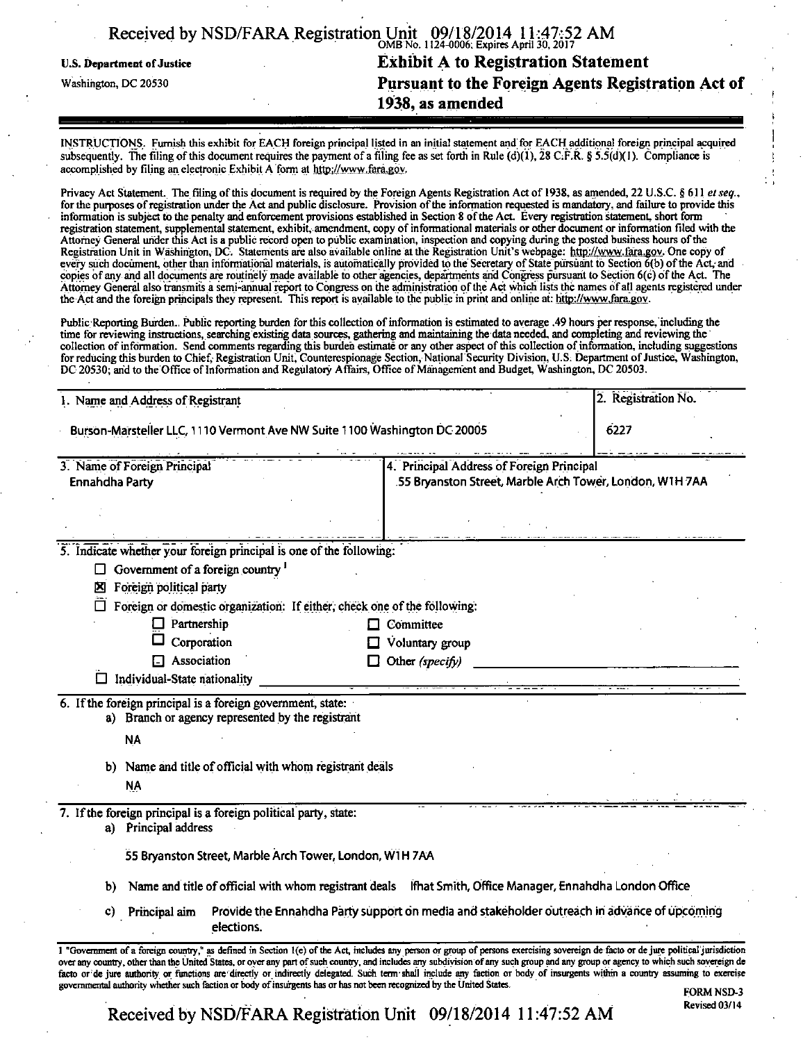U.S. Department of Justice
Washington, DC 20530

OMB No. 1124-0006; Expires April 30, 2017

# Exhibit A to Registration Statement Pursuant to the Foreign Agents Registration Act of 1938, as amended

INSTRUCTIONS. Furnish this exhibit for EACH foreign principal listed in an initial statement and for EACH additional foreign principal acquired subsequently. The filing of this document requires the payment of a filing fee as set forth in Rule (d)(1), 28 C.F.R. § 5.5(d)(1). Compliance is accomplished by filing an electronic Exhibit A form at http://www.fara.gov.

Privacy Act Statement. The filing of this document is required by the Foreign Agents Registration Act of 1938, as amended, 22 U.S.C. § 611 *et seq.*, for the purposes of registration under the Act and public disclosure. Provision of the information requested is mandatory, and failure to provide this information is subject to the penalty and enforcement provisions established in Section 8 of the Act. Every registration statement, short form registration statement, supplemental statement, exhibit, amendment, copy of informational materials or other document or information filed with the Attorney General under this Act is a public record open to public examination, inspection and copying during the posted business hours of the Registration Unit in Washington, DC. Statements are also available online at the Registration Unit's webpage: http://www.fara.gov. One copy of every such document, other than informational materials, is automatically provided to the Secretary of State pursuant to Section 6(b) of the Act, and copies of any and all documents are routinely made available to other agencies, departments and Congress pursuant to Section 6(c) of the Act. The Attorney General also transmits a semi-annual report to Congress on the administration of the Act which lists the names of all agents registered under the Act and the foreign principals they represent. This report is available to the public in print and online at: http://www.fara.gov.

Public Reporting Burden. Public reporting burden for this collection of information is estimated to average .49 hours per response, including the time for reviewing instructions, searching existing data sources, gathering and maintaining the data needed, and completing and reviewing the collection of information. Send comments regarding this burden estimate or any other aspect of this collection of information, including suggestions for reducing this burden to Chief, Registration Unit, Counterespionage Section, National Security Division, U.S. Department of Justice, Washington, DC 20530; and to the Office of Information and Regulatory Affairs, Office of Management and Budget, Washington, DC 20503.

| 1. Name and Address of Registrant | 2. Registration No. |
|---|---|
| Burson-Marsteller LLC, 1110 Vermont Ave NW Suite 1100 Washington DC 20005 | 6227 |

| 3. Name of Foreign Principal | 4. Principal Address of Foreign Principal |
|---|---|
| Ennahdha Party | 55 Bryanston Street, Marble Arch Tower, London, W1H 7AA |

5. Indicate whether your foreign principal is one of the following:

- ☐ Government of a foreign country [1]
- ☒ Foreign political party
- ☐ Foreign or domestic organization: If either, check one of the following:
  - ☐ Partnership
  - ☐ Committee
  - ☐ Corporation
  - ☐ Voluntary group
  - ☐ Association
  - ☐ Other *(specify)*
- ☐ Individual-State nationality

6. If the foreign principal is a foreign government, state:

   a) Branch or agency represented by the registrant

   NA

   b) Name and title of official with whom registrant deals

   NA

7. If the foreign principal is a foreign political party, state:

   a) Principal address

   55 Bryanston Street, Marble Arch Tower, London, W1H 7AA

   b) Name and title of official with whom registrant deals Ifhat Smith, Office Manager, Ennahdha London Office

   c) Principal aim Provide the Ennahdha Party support on media and stakeholder outreach in advance of upcoming elections.

1 "Government of a foreign country," as defined in Section 1(e) of the Act, includes any person or group of persons exercising sovereign de facto or de jure political jurisdiction over any country, other than the United States, or over any part of such country, and includes any subdivision of any such group and any group or agency to which such sovereign de facto or de jure authority or functions are directly or indirectly delegated. Such term shall include any faction or body of insurgents within a country assuming to exercise governmental authority whether such faction or body of insurgents has or has not been recognized by the United States.

FORM NSD-3
Revised 03/14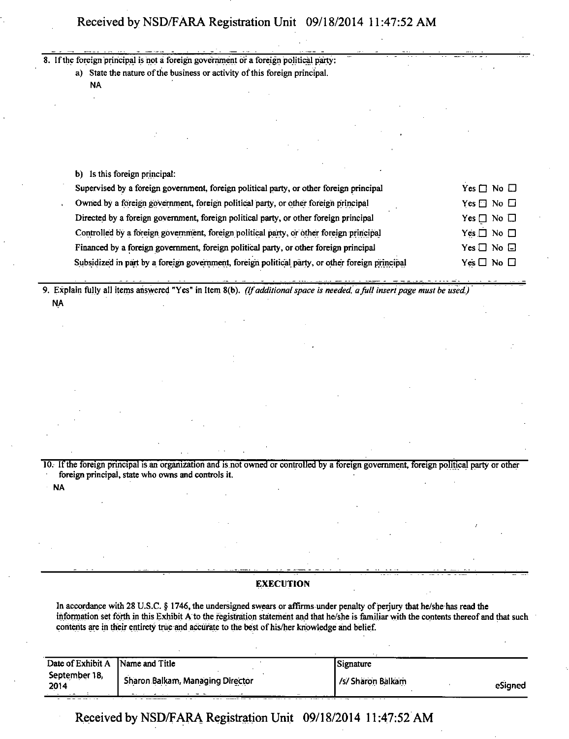8. If the foreign principal is not a foreign government or a foreign political party:

   a) State the nature of the business or activity of this foreign principal.

      NA

   b) Is this foreign principal:

| | |
|---|---|
| Supervised by a foreign government, foreign political party, or other foreign principal | Yes ☐ No ☐ |
| Owned by a foreign government, foreign political party, or other foreign principal | Yes ☐ No ☐ |
| Directed by a foreign government, foreign political party, or other foreign principal | Yes ☐ No ☐ |
| Controlled by a foreign government, foreign political party, or other foreign principal | Yes ☐ No ☐ |
| Financed by a foreign government, foreign political party, or other foreign principal | Yes ☐ No ☐ |
| Subsidized in part by a foreign government, foreign political party, or other foreign principal | Yes ☐ No ☐ |

9. Explain fully all items answered "Yes" in Item 8(b). *(If additional space is needed, a full insert page must be used.)*

   NA

10. If the foreign principal is an organization and is not owned or controlled by a foreign government, foreign political party or other foreign principal, state who owns and controls it.

    NA

## EXECUTION

In accordance with 28 U.S.C. § 1746, the undersigned swears or affirms under penalty of perjury that he/she has read the information set forth in this Exhibit A to the registration statement and that he/she is familiar with the contents thereof and that such contents are in their entirety true and accurate to the best of his/her knowledge and belief.

| Date of Exhibit A | Name and Title | Signature |
|---|---|---|
| September 18, 2014 | Sharon Balkam, Managing Director | /s/ Sharon Balkam eSigned |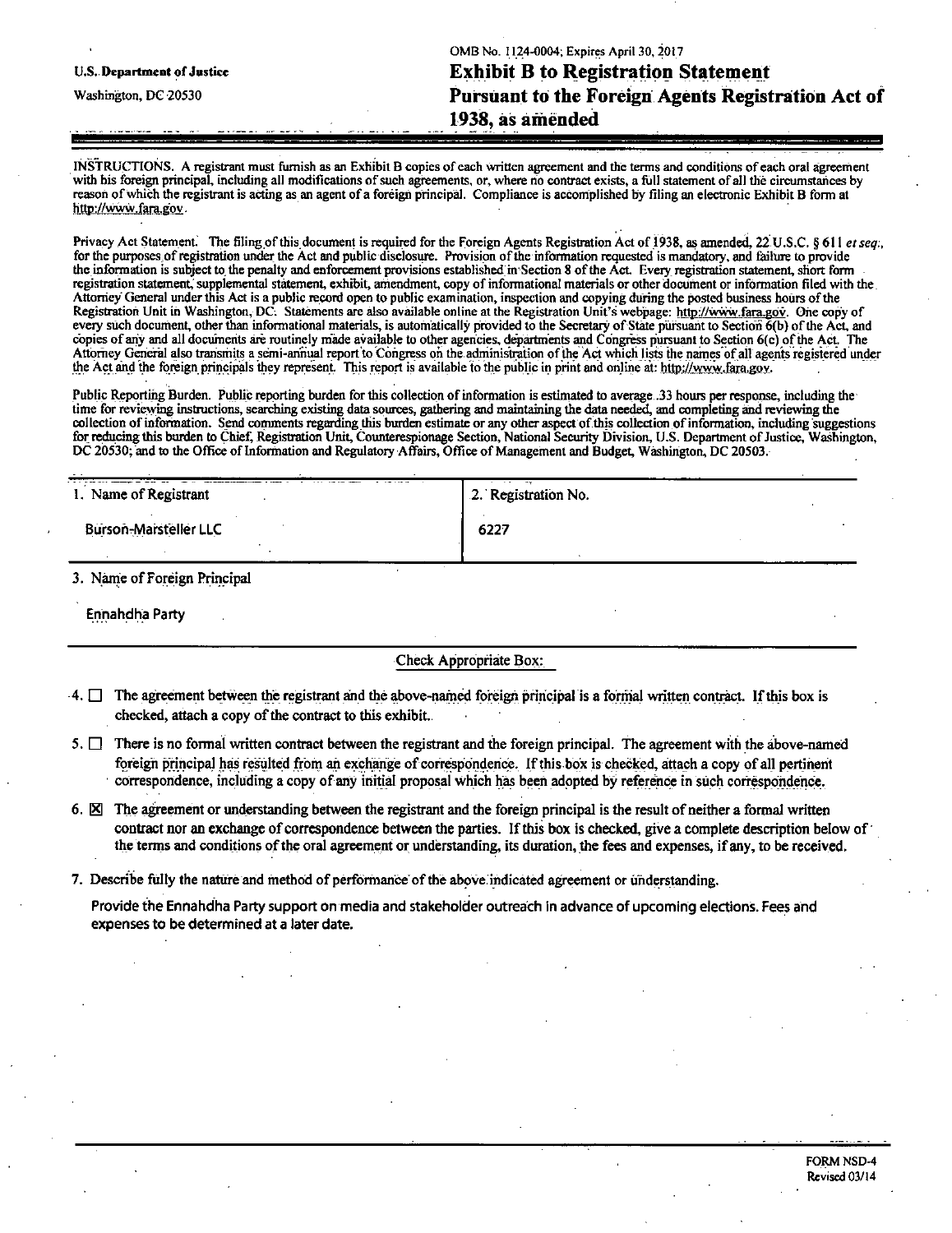U.S. Department of Justice

Washington, DC 20530

OMB No. 1124-0004; Expires April 30, 2017

# Exhibit B to Registration Statement Pursuant to the Foreign Agents Registration Act of 1938, as amended

INSTRUCTIONS. A registrant must furnish as an Exhibit B copies of each written agreement and the terms and conditions of each oral agreement with his foreign principal, including all modifications of such agreements, or, where no contract exists, a full statement of all the circumstances by reason of which the registrant is acting as an agent of a foreign principal. Compliance is accomplished by filing an electronic Exhibit B form at http://www.fara.gov.

Privacy Act Statement. The filing of this document is required for the Foreign Agents Registration Act of 1938, as amended, 22 U.S.C. § 611 *et seq.*, for the purposes of registration under the Act and public disclosure. Provision of the information requested is mandatory, and failure to provide the information is subject to the penalty and enforcement provisions established in Section 8 of the Act. Every registration statement, short form registration statement, supplemental statement, exhibit, amendment, copy of informational materials or other document or information filed with the Attorney General under this Act is a public record open to public examination, inspection and copying during the posted business hours of the Registration Unit in Washington, DC. Statements are also available online at the Registration Unit's webpage: http://www.fara.gov. One copy of every such document, other than informational materials, is automatically provided to the Secretary of State pursuant to Section 6(b) of the Act, and copies of any and all documents are routinely made available to other agencies, departments and Congress pursuant to Section 6(c) of the Act. The Attorney General also transmits a semi-annual report to Congress on the administration of the Act which lists the names of all agents registered under the Act and the foreign principals they represent. This report is available to the public in print and online at: http://www.fara.gov.

Public Reporting Burden. Public reporting burden for this collection of information is estimated to average .33 hours per response, including the time for reviewing instructions, searching existing data sources, gathering and maintaining the data needed, and completing and reviewing the collection of information. Send comments regarding this burden estimate or any other aspect of this collection of information, including suggestions for reducing this burden to Chief, Registration Unit, Counterespionage Section, National Security Division, U.S. Department of Justice, Washington, DC 20530; and to the Office of Information and Regulatory Affairs, Office of Management and Budget, Washington, DC 20503.

| 1. Name of Registrant | 2. Registration No. |
|---|---|
| Burson-Marsteller LLC | 6227 |

3. Name of Foreign Principal

Ennahdha Party

Check Appropriate Box:

4. ☐ The agreement between the registrant and the above-named foreign principal is a formal written contract. If this box is checked, attach a copy of the contract to this exhibit.

5. ☐ There is no formal written contract between the registrant and the foreign principal. The agreement with the above-named foreign principal has resulted from an exchange of correspondence. If this box is checked, attach a copy of all pertinent correspondence, including a copy of any initial proposal which has been adopted by reference in such correspondence.

6. ☒ The agreement or understanding between the registrant and the foreign principal is the result of neither a formal written contract nor an exchange of correspondence between the parties. If this box is checked, give a complete description below of the terms and conditions of the oral agreement or understanding, its duration, the fees and expenses, if any, to be received.

7. Describe fully the nature and method of performance of the above indicated agreement or understanding.

Provide the Ennahdha Party support on media and stakeholder outreach in advance of upcoming elections. Fees and expenses to be determined at a later date.

FORM NSD-4
Revised 03/14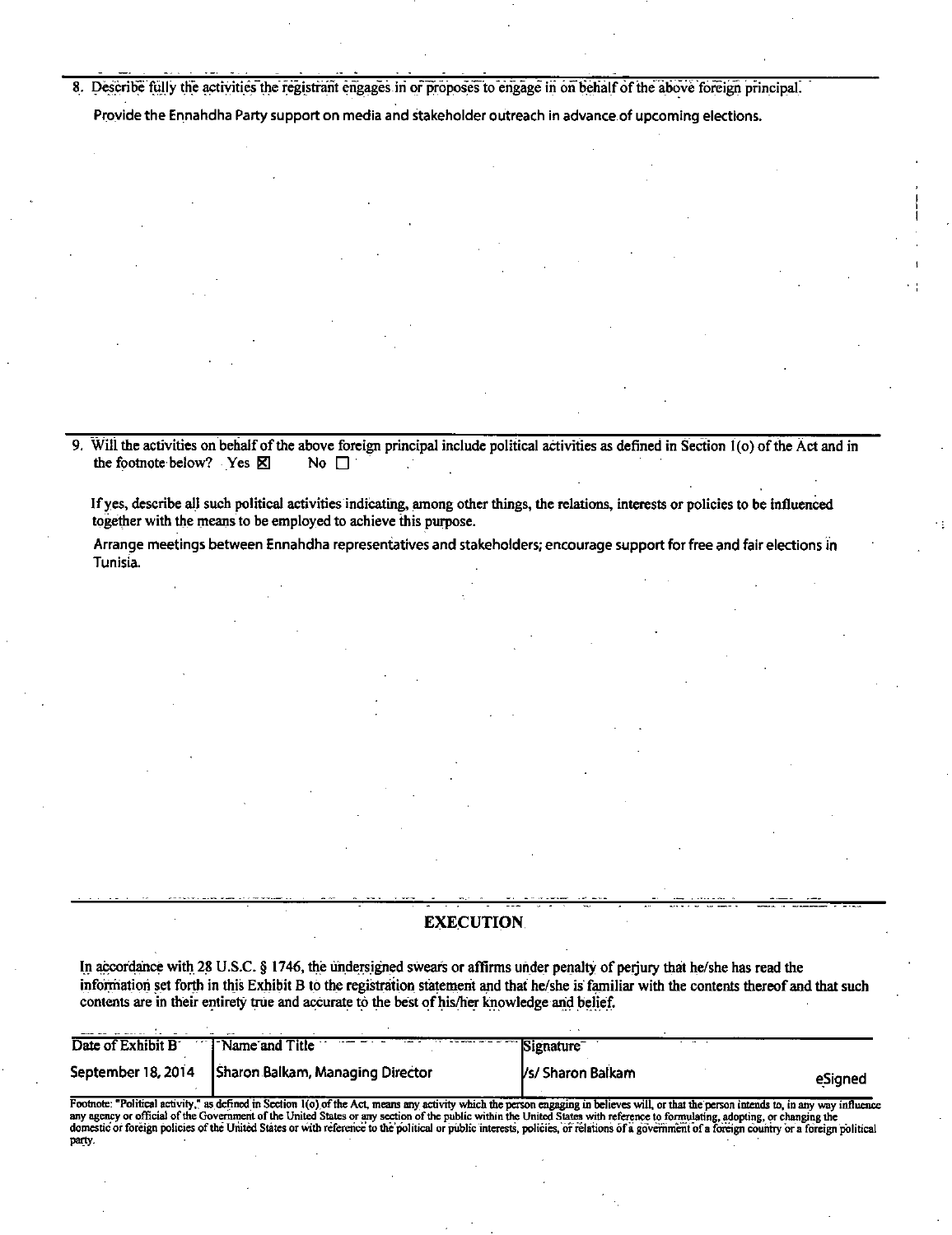8. Describe fully the activities the registrant engages in or proposes to engage in on behalf of the above foreign principal.

   Provide the Ennahdha Party support on media and stakeholder outreach in advance of upcoming elections.

9. Will the activities on behalf of the above foreign principal include political activities as defined in Section 1(o) of the Act and in the footnote below? Yes ☒ No ☐

   If yes, describe all such political activities indicating, among other things, the relations, interests or policies to be influenced together with the means to be employed to achieve this purpose.

   Arrange meetings between Ennahdha representatives and stakeholders; encourage support for free and fair elections in Tunisia.

## EXECUTION

In accordance with 28 U.S.C. § 1746, the undersigned swears or affirms under penalty of perjury that he/she has read the information set forth in this Exhibit B to the registration statement and that he/she is familiar with the contents thereof and that such contents are in their entirety true and accurate to the best of his/her knowledge and belief.

| Date of Exhibit B | Name and Title | Signature | |
|---|---|---|---|
| September 18, 2014 | Sharon Balkam, Managing Director | /s/ Sharon Balkam | eSigned |

Footnote: "Political activity," as defined in Section 1(o) of the Act, means any activity which the person engaging in believes will, or that the person intends to, in any way influence any agency or official of the Government of the United States or any section of the public within the United States with reference to formulating, adopting, or changing the domestic or foreign policies of the United States or with reference to the political or public interests, policies, or relations of a government of a foreign country or a foreign political party.